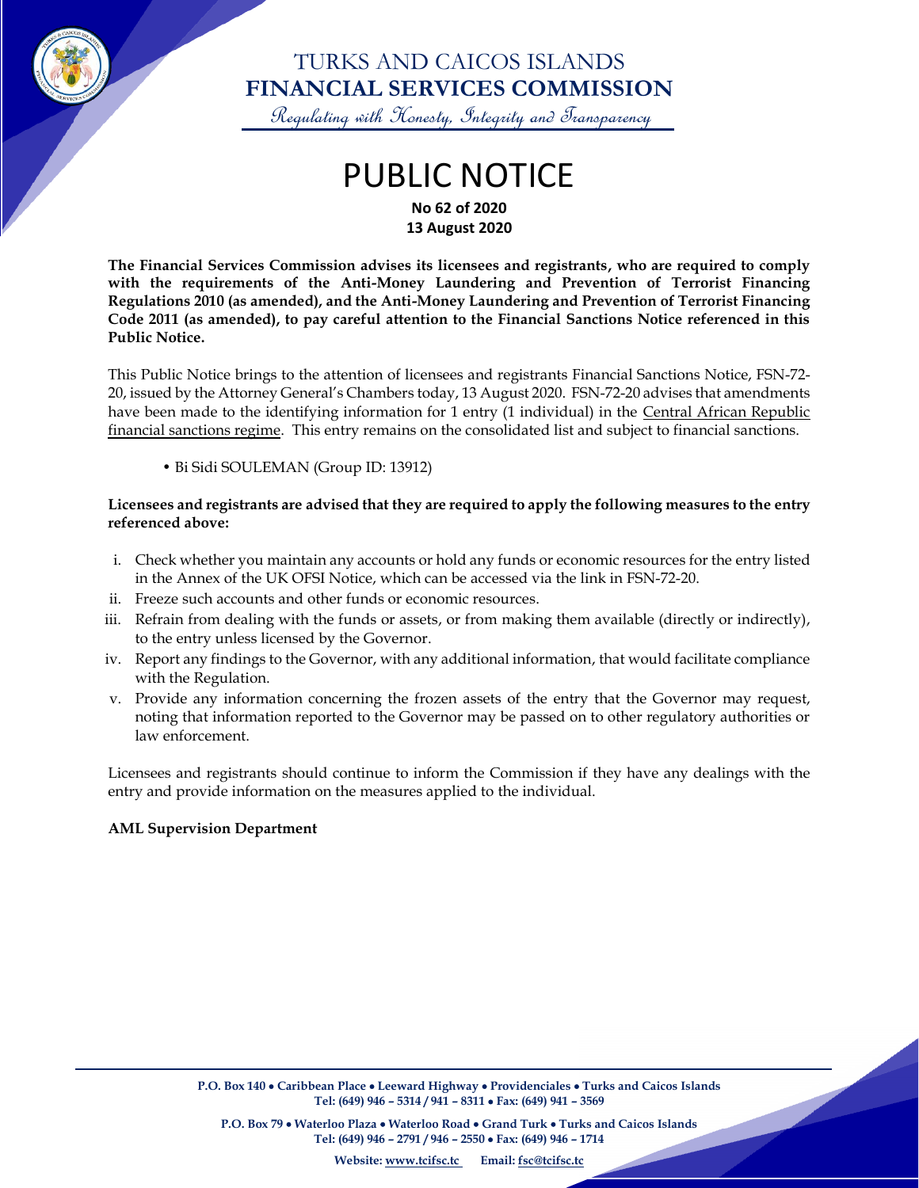# TURKS AND CAICOS ISLANDS
# FINANCIAL SERVICES COMMISSION

*Regulating with Honesty, Integrity and Transparency*

# PUBLIC NOTICE

**No 62 of 2020**
**13 August 2020**

**The Financial Services Commission advises its licensees and registrants, who are required to comply with the requirements of the Anti-Money Laundering and Prevention of Terrorist Financing Regulations 2010 (as amended), and the Anti-Money Laundering and Prevention of Terrorist Financing Code 2011 (as amended), to pay careful attention to the Financial Sanctions Notice referenced in this Public Notice.**

This Public Notice brings to the attention of licensees and registrants Financial Sanctions Notice, FSN-72-20, issued by the Attorney General's Chambers today, 13 August 2020. FSN-72-20 advises that amendments have been made to the identifying information for 1 entry (1 individual) in the Central African Republic financial sanctions regime. This entry remains on the consolidated list and subject to financial sanctions.

- Bi Sidi SOULEMAN (Group ID: 13912)

**Licensees and registrants are advised that they are required to apply the following measures to the entry referenced above:**

i. Check whether you maintain any accounts or hold any funds or economic resources for the entry listed in the Annex of the UK OFSI Notice, which can be accessed via the link in FSN-72-20.
ii. Freeze such accounts and other funds or economic resources.
iii. Refrain from dealing with the funds or assets, or from making them available (directly or indirectly), to the entry unless licensed by the Governor.
iv. Report any findings to the Governor, with any additional information, that would facilitate compliance with the Regulation.
v. Provide any information concerning the frozen assets of the entry that the Governor may request, noting that information reported to the Governor may be passed on to other regulatory authorities or law enforcement.

Licensees and registrants should continue to inform the Commission if they have any dealings with the entry and provide information on the measures applied to the individual.

**AML Supervision Department**

**P.O. Box 140 • Caribbean Place • Leeward Highway • Providenciales • Turks and Caicos Islands**
**Tel: (649) 946 – 5314 / 941 – 8311 • Fax: (649) 941 – 3569**

**P.O. Box 79 • Waterloo Plaza • Waterloo Road • Grand Turk • Turks and Caicos Islands**
**Tel: (649) 946 – 2791 / 946 – 2550 • Fax: (649) 946 – 1714**

**Website: www.tcifsc.tc Email: fsc@tcifsc.tc**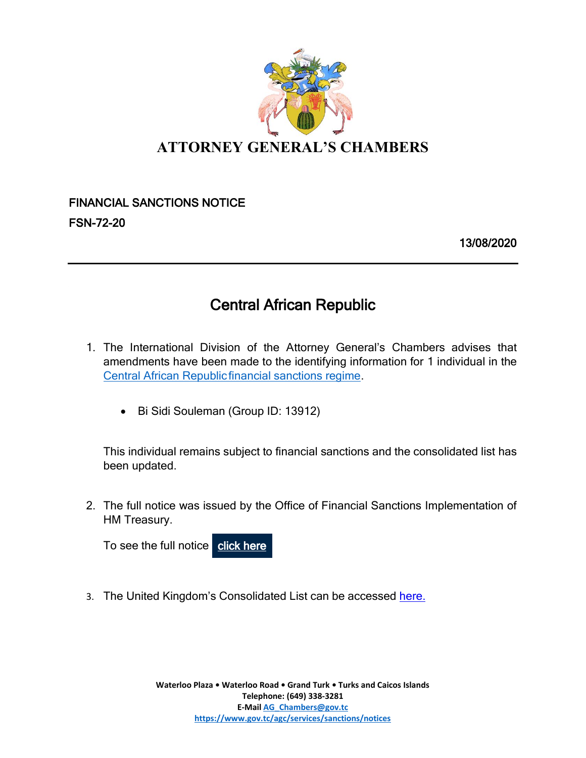# ATTORNEY GENERAL'S CHAMBERS

FINANCIAL SANCTIONS NOTICE

FSN-72-20

13/08/2020

## Central African Republic

1. The International Division of the Attorney General's Chambers advises that amendments have been made to the identifying information for 1 individual in the Central African Republic financial sanctions regime.

   - Bi Sidi Souleman (Group ID: 13912)

   This individual remains subject to financial sanctions and the consolidated list has been updated.

2. The full notice was issued by the Office of Financial Sanctions Implementation of HM Treasury.

   To see the full notice **click here**

3. The United Kingdom's Consolidated List can be accessed here.

**Waterloo Plaza • Waterloo Road • Grand Turk • Turks and Caicos Islands**
**Telephone: (649) 338-3281**
**E-Mail AG_Chambers@gov.tc**
**https://www.gov.tc/agc/services/sanctions/notices**